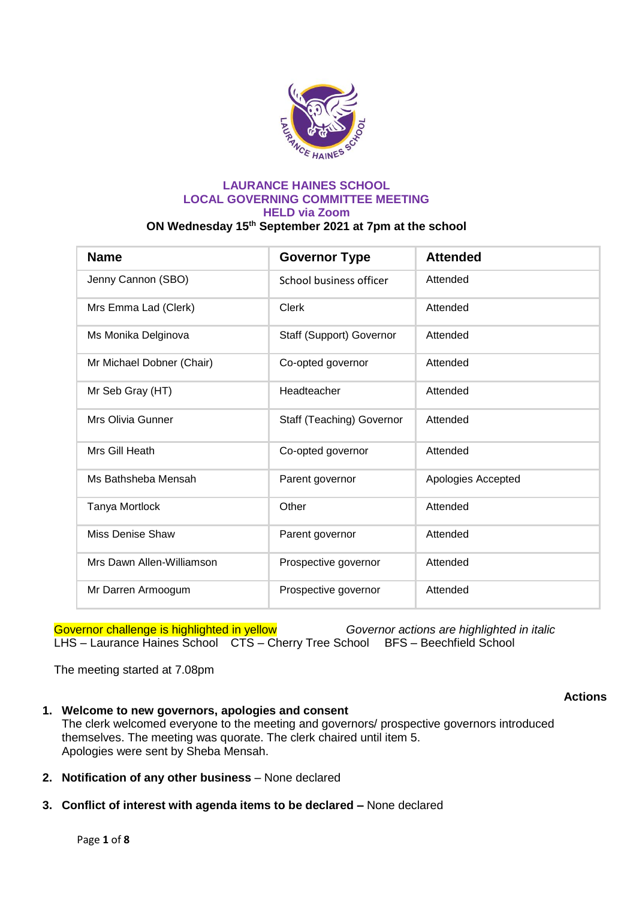# LAURANCE HAINES SCHOOL
## LOCAL GOVERNING COMMITTEE MEETING
## HELD via Zoom

**ON Wednesday 15th September 2021 at 7pm at the school**

| Name | Governor Type | Attended |
|---|---|---|
| Jenny Cannon (SBO) | School business officer | Attended |
| Mrs Emma Lad (Clerk) | Clerk | Attended |
| Ms Monika Delginova | Staff (Support) Governor | Attended |
| Mr Michael Dobner (Chair) | Co-opted governor | Attended |
| Mr Seb Gray (HT) | Headteacher | Attended |
| Mrs Olivia Gunner | Staff (Teaching) Governor | Attended |
| Mrs Gill Heath | Co-opted governor | Attended |
| Ms Bathsheba Mensah | Parent governor | Apologies Accepted |
| Tanya Mortlock | Other | Attended |
| Miss Denise Shaw | Parent governor | Attended |
| Mrs Dawn Allen-Williamson | Prospective governor | Attended |
| Mr Darren Armoogum | Prospective governor | Attended |

Governor challenge is highlighted in yellow *Governor actions are highlighted in italic*

LHS – Laurance Haines School CTS – Cherry Tree School BFS – Beechfield School

The meeting started at 7.08pm

**Actions**

1. **Welcome to new governors, apologies and consent**
   The clerk welcomed everyone to the meeting and governors/ prospective governors introduced themselves. The meeting was quorate. The clerk chaired until item 5.
   Apologies were sent by Sheba Mensah.

2. **Notification of any other business** – None declared

3. **Conflict of interest with agenda items to be declared –** None declared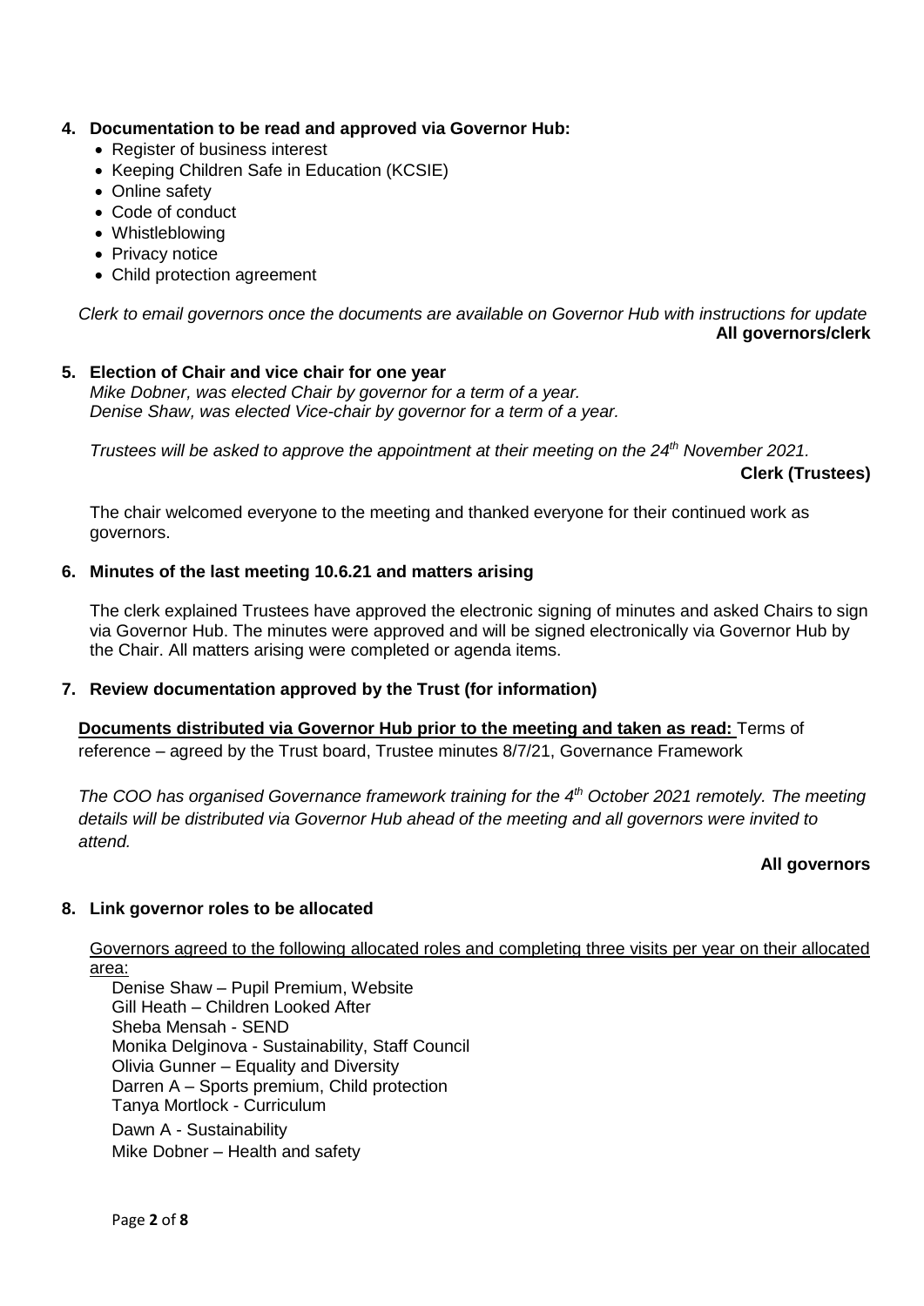**4. Documentation to be read and approved via Governor Hub:**

- Register of business interest
- Keeping Children Safe in Education (KCSIE)
- Online safety
- Code of conduct
- Whistleblowing
- Privacy notice
- Child protection agreement

*Clerk to email governors once the documents are available on Governor Hub with instructions for update*

**All governors/clerk**

**5. Election of Chair and vice chair for one year**

*Mike Dobner, was elected Chair by governor for a term of a year.*
*Denise Shaw, was elected Vice-chair by governor for a term of a year.*

*Trustees will be asked to approve the appointment at their meeting on the 24th November 2021.*

**Clerk (Trustees)**

The chair welcomed everyone to the meeting and thanked everyone for their continued work as governors.

**6. Minutes of the last meeting 10.6.21 and matters arising**

The clerk explained Trustees have approved the electronic signing of minutes and asked Chairs to sign via Governor Hub. The minutes were approved and will be signed electronically via Governor Hub by the Chair. All matters arising were completed or agenda items.

**7. Review documentation approved by the Trust (for information)**

**Documents distributed via Governor Hub prior to the meeting and taken as read:** Terms of reference – agreed by the Trust board, Trustee minutes 8/7/21, Governance Framework

*The COO has organised Governance framework training for the 4th October 2021 remotely. The meeting details will be distributed via Governor Hub ahead of the meeting and all governors were invited to attend.*

**All governors**

**8. Link governor roles to be allocated**

Governors agreed to the following allocated roles and completing three visits per year on their allocated area:

Denise Shaw – Pupil Premium, Website
Gill Heath – Children Looked After
Sheba Mensah - SEND
Monika Delginova - Sustainability, Staff Council
Olivia Gunner – Equality and Diversity
Darren A – Sports premium, Child protection
Tanya Mortlock - Curriculum
Dawn A - Sustainability
Mike Dobner – Health and safety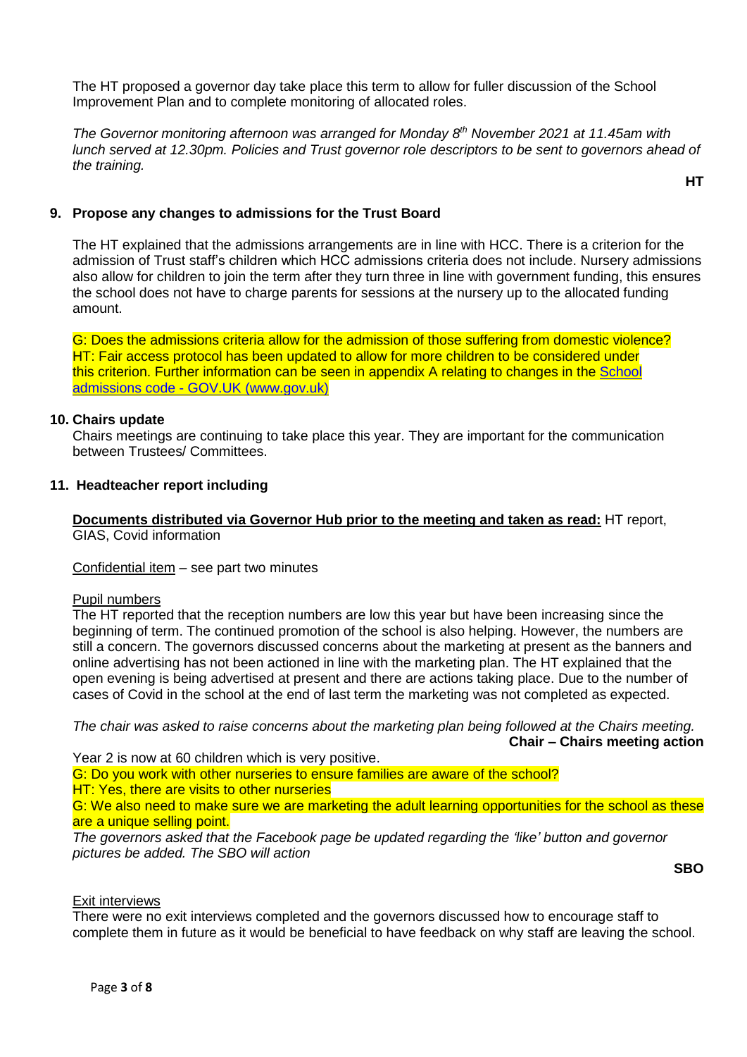The HT proposed a governor day take place this term to allow for fuller discussion of the School Improvement Plan and to complete monitoring of allocated roles.

*The Governor monitoring afternoon was arranged for Monday 8th November 2021 at 11.45am with lunch served at 12.30pm. Policies and Trust governor role descriptors to be sent to governors ahead of the training.*

**HT**

## 9. Propose any changes to admissions for the Trust Board

The HT explained that the admissions arrangements are in line with HCC. There is a criterion for the admission of Trust staff's children which HCC admissions criteria does not include. Nursery admissions also allow for children to join the term after they turn three in line with government funding, this ensures the school does not have to charge parents for sessions at the nursery up to the allocated funding amount.

G: Does the admissions criteria allow for the admission of those suffering from domestic violence?
HT: Fair access protocol has been updated to allow for more children to be considered under this criterion. Further information can be seen in appendix A relating to changes in the [School admissions code - GOV.UK (www.gov.uk)]

## 10. Chairs update

Chairs meetings are continuing to take place this year. They are important for the communication between Trustees/ Committees.

## 11. Headteacher report including

**Documents distributed via Governor Hub prior to the meeting and taken as read:** HT report, GIAS, Covid information

Confidential item – see part two minutes

Pupil numbers

The HT reported that the reception numbers are low this year but have been increasing since the beginning of term. The continued promotion of the school is also helping. However, the numbers are still a concern. The governors discussed concerns about the marketing at present as the banners and online advertising has not been actioned in line with the marketing plan. The HT explained that the open evening is being advertised at present and there are actions taking place. Due to the number of cases of Covid in the school at the end of last term the marketing was not completed as expected.

*The chair was asked to raise concerns about the marketing plan being followed at the Chairs meeting.*

**Chair – Chairs meeting action**

Year 2 is now at 60 children which is very positive.

G: Do you work with other nurseries to ensure families are aware of the school?
HT: Yes, there are visits to other nurseries
G: We also need to make sure we are marketing the adult learning opportunities for the school as these are a unique selling point.

*The governors asked that the Facebook page be updated regarding the 'like' button and governor pictures be added. The SBO will action*

**SBO**

Exit interviews

There were no exit interviews completed and the governors discussed how to encourage staff to complete them in future as it would be beneficial to have feedback on why staff are leaving the school.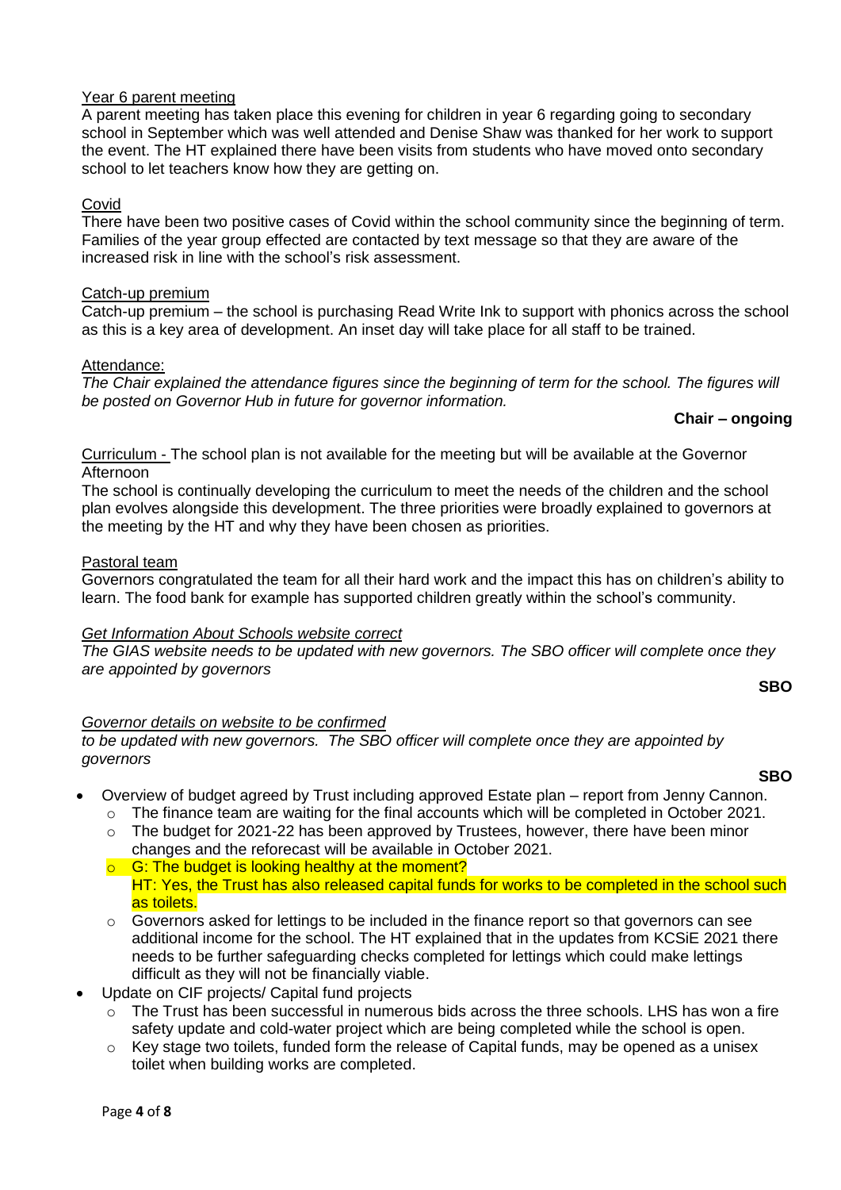Year 6 parent meeting

A parent meeting has taken place this evening for children in year 6 regarding going to secondary school in September which was well attended and Denise Shaw was thanked for her work to support the event. The HT explained there have been visits from students who have moved onto secondary school to let teachers know how they are getting on.

Covid

There have been two positive cases of Covid within the school community since the beginning of term. Families of the year group effected are contacted by text message so that they are aware of the increased risk in line with the school's risk assessment.

Catch-up premium

Catch-up premium – the school is purchasing Read Write Ink to support with phonics across the school as this is a key area of development. An inset day will take place for all staff to be trained.

Attendance:

*The Chair explained the attendance figures since the beginning of term for the school. The figures will be posted on Governor Hub in future for governor information.*

**Chair – ongoing**

Curriculum - The school plan is not available for the meeting but will be available at the Governor Afternoon

The school is continually developing the curriculum to meet the needs of the children and the school plan evolves alongside this development. The three priorities were broadly explained to governors at the meeting by the HT and why they have been chosen as priorities.

Pastoral team

Governors congratulated the team for all their hard work and the impact this has on children's ability to learn. The food bank for example has supported children greatly within the school's community.

*Get Information About Schools website correct*

*The GIAS website needs to be updated with new governors. The SBO officer will complete once they are appointed by governors*

**SBO**

*Governor details on website to be confirmed*

*to be updated with new governors. The SBO officer will complete once they are appointed by governors*

**SBO**

- Overview of budget agreed by Trust including approved Estate plan – report from Jenny Cannon.
  - The finance team are waiting for the final accounts which will be completed in October 2021.
  - The budget for 2021-22 has been approved by Trustees, however, there have been minor changes and the reforecast will be available in October 2021.
  - G: The budget is looking healthy at the moment?
    HT: Yes, the Trust has also released capital funds for works to be completed in the school such as toilets.
  - Governors asked for lettings to be included in the finance report so that governors can see additional income for the school. The HT explained that in the updates from KCSiE 2021 there needs to be further safeguarding checks completed for lettings which could make lettings difficult as they will not be financially viable.
- Update on CIF projects/ Capital fund projects
  - The Trust has been successful in numerous bids across the three schools. LHS has won a fire safety update and cold-water project which are being completed while the school is open.
  - Key stage two toilets, funded form the release of Capital funds, may be opened as a unisex toilet when building works are completed.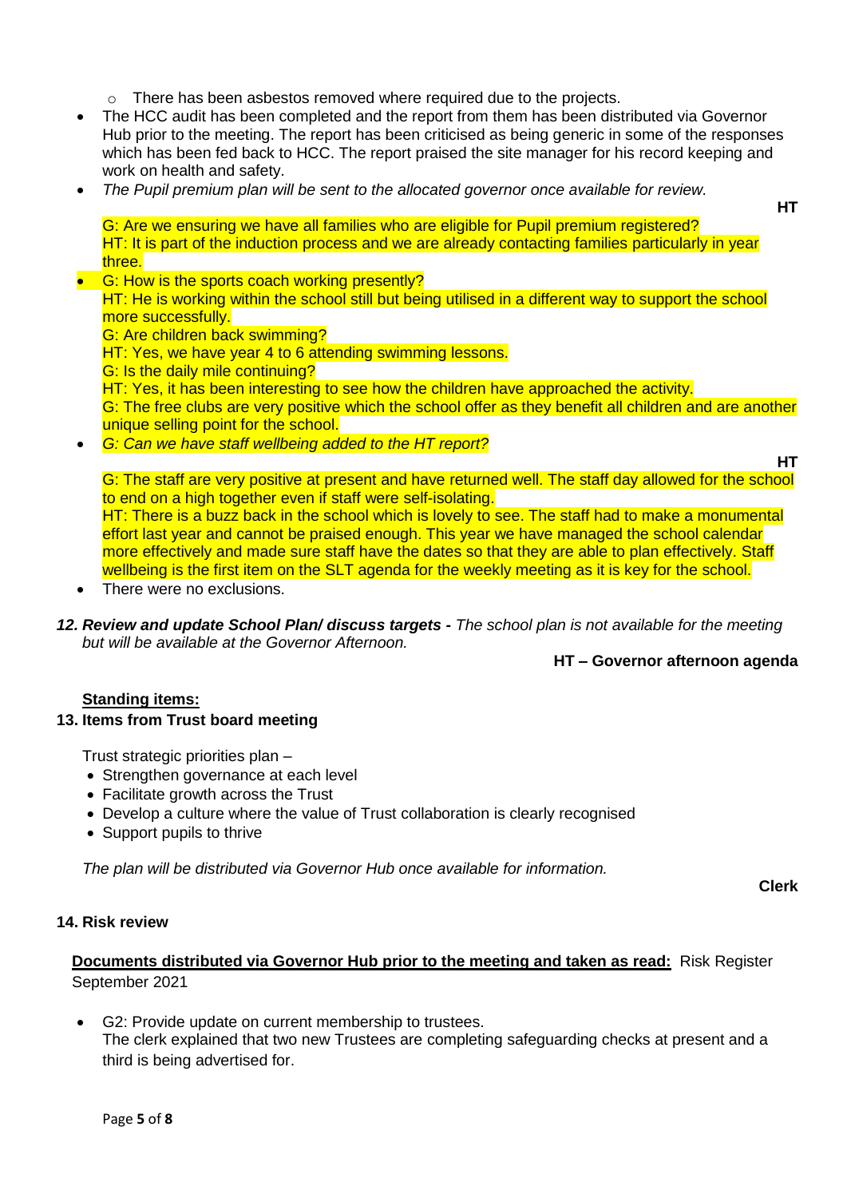- There has been asbestos removed where required due to the projects.

- The HCC audit has been completed and the report from them has been distributed via Governor Hub prior to the meeting. The report has been criticised as being generic in some of the responses which has been fed back to HCC. The report praised the site manager for his record keeping and work on health and safety.
- *The Pupil premium plan will be sent to the allocated governor once available for review.*

  **HT**

  G: Are we ensuring we have all families who are eligible for Pupil premium registered?
  HT: It is part of the induction process and we are already contacting families particularly in year three.
- G: How is the sports coach working presently?
  HT: He is working within the school still but being utilised in a different way to support the school more successfully.
  G: Are children back swimming?
  HT: Yes, we have year 4 to 6 attending swimming lessons.
  G: Is the daily mile continuing?
  HT: Yes, it has been interesting to see how the children have approached the activity.
  G: The free clubs are very positive which the school offer as they benefit all children and are another unique selling point for the school.
- *G: Can we have staff wellbeing added to the HT report?*

  **HT**

  G: The staff are very positive at present and have returned well. The staff day allowed for the school to end on a high together even if staff were self-isolating.
  HT: There is a buzz back in the school which is lovely to see. The staff had to make a monumental effort last year and cannot be praised enough. This year we have managed the school calendar more effectively and made sure staff have the dates so that they are able to plan effectively. Staff wellbeing is the first item on the SLT agenda for the weekly meeting as it is key for the school.
- There were no exclusions.

***12. Review and update School Plan/ discuss targets -*** *The school plan is not available for the meeting but will be available at the Governor Afternoon.*

**HT – Governor afternoon agenda**

**Standing items:**

**13. Items from Trust board meeting**

Trust strategic priorities plan –

- Strengthen governance at each level
- Facilitate growth across the Trust
- Develop a culture where the value of Trust collaboration is clearly recognised
- Support pupils to thrive

*The plan will be distributed via Governor Hub once available for information.*

**Clerk**

**14. Risk review**

**Documents distributed via Governor Hub prior to the meeting and taken as read:** Risk Register September 2021

- G2: Provide update on current membership to trustees.
  The clerk explained that two new Trustees are completing safeguarding checks at present and a third is being advertised for.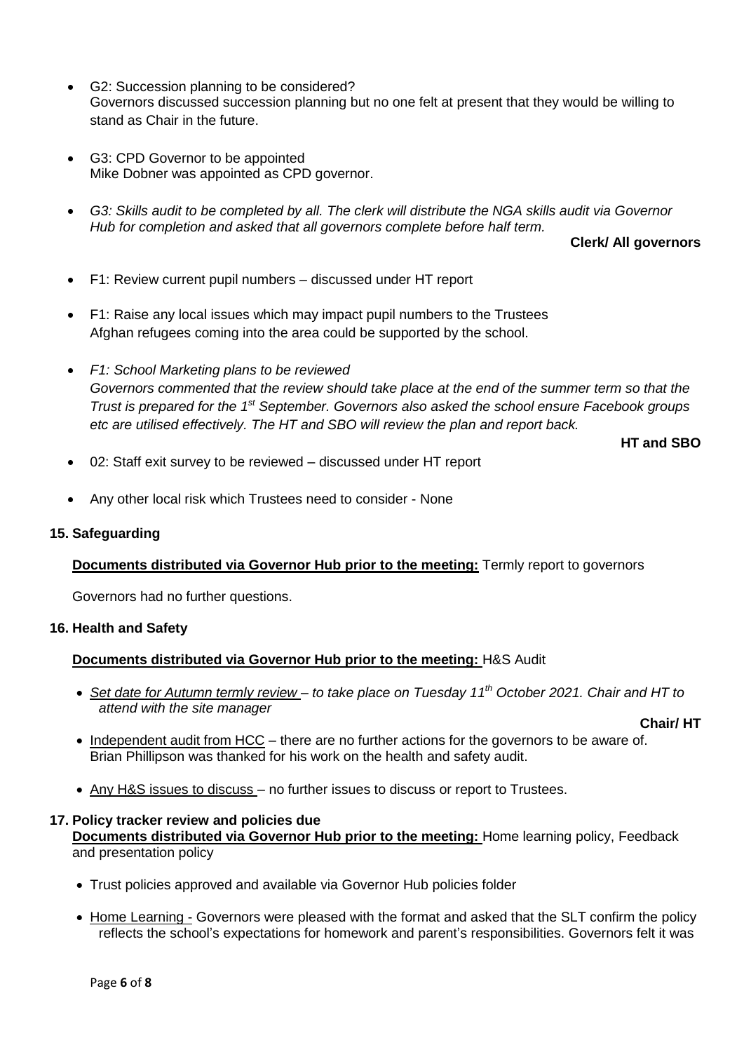- G2: Succession planning to be considered?
  Governors discussed succession planning but no one felt at present that they would be willing to stand as Chair in the future.

- G3: CPD Governor to be appointed
  Mike Dobner was appointed as CPD governor.

- *G3: Skills audit to be completed by all. The clerk will distribute the NGA skills audit via Governor Hub for completion and asked that all governors complete before half term.*

  **Clerk/ All governors**

- F1: Review current pupil numbers – discussed under HT report

- F1: Raise any local issues which may impact pupil numbers to the Trustees
  Afghan refugees coming into the area could be supported by the school.

- *F1: School Marketing plans to be reviewed*
  *Governors commented that the review should take place at the end of the summer term so that the Trust is prepared for the 1st September. Governors also asked the school ensure Facebook groups etc are utilised effectively. The HT and SBO will review the plan and report back.*

  **HT and SBO**

- 02: Staff exit survey to be reviewed – discussed under HT report

- Any other local risk which Trustees need to consider - None

**15. Safeguarding**

**Documents distributed via Governor Hub prior to the meeting:** Termly report to governors

Governors had no further questions.

**16. Health and Safety**

**Documents distributed via Governor Hub prior to the meeting:** H&S Audit

- *Set date for Autumn termly review – to take place on Tuesday 11th October 2021. Chair and HT to attend with the site manager*

  **Chair/ HT**

- Independent audit from HCC – there are no further actions for the governors to be aware of. Brian Phillipson was thanked for his work on the health and safety audit.

- Any H&S issues to discuss – no further issues to discuss or report to Trustees.

**17. Policy tracker review and policies due**

**Documents distributed via Governor Hub prior to the meeting:** Home learning policy, Feedback and presentation policy

- Trust policies approved and available via Governor Hub policies folder

- Home Learning - Governors were pleased with the format and asked that the SLT confirm the policy reflects the school's expectations for homework and parent's responsibilities. Governors felt it was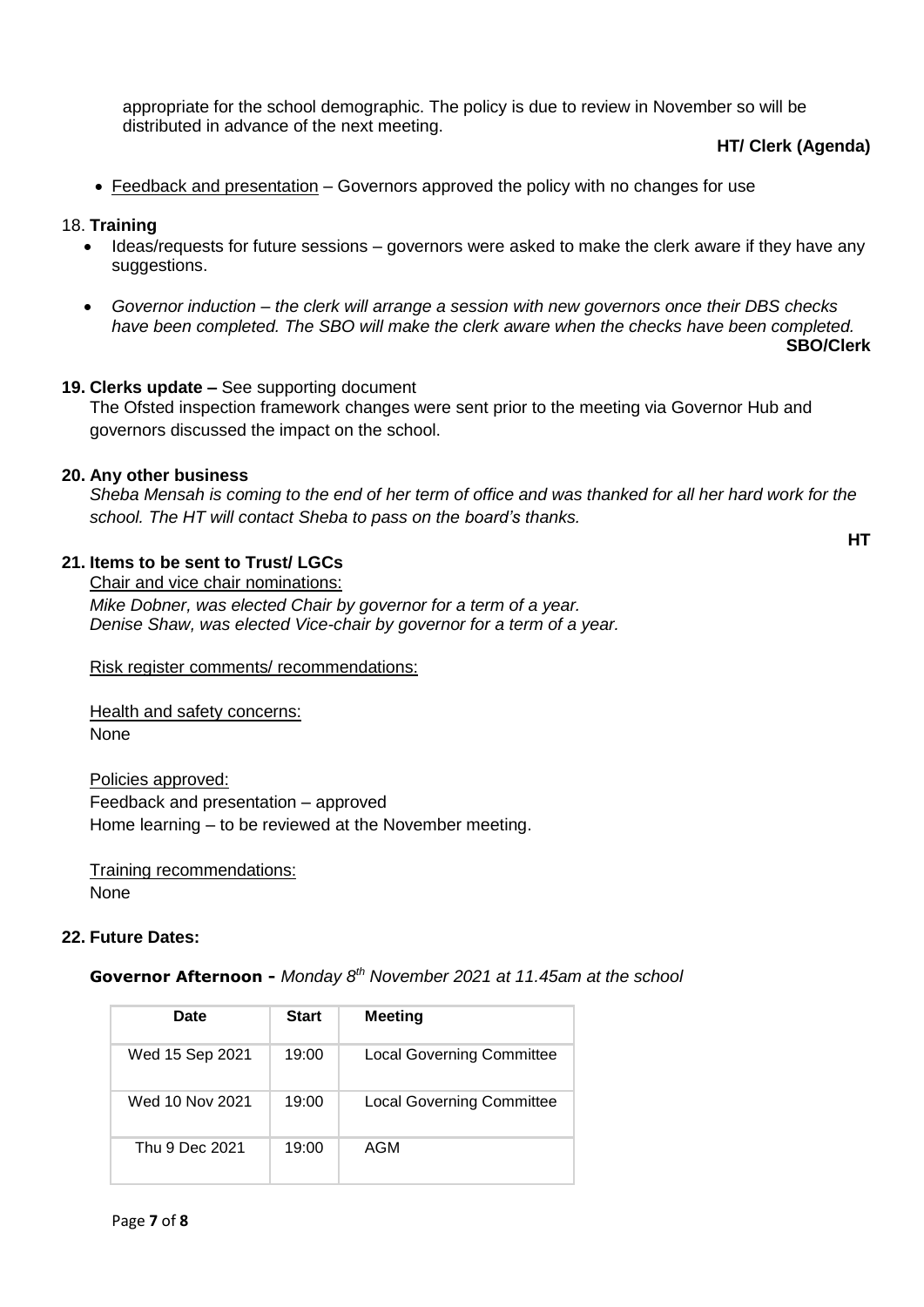appropriate for the school demographic. The policy is due to review in November so will be distributed in advance of the next meeting.

**HT/ Clerk (Agenda)**

- Feedback and presentation – Governors approved the policy with no changes for use

18. **Training**

- Ideas/requests for future sessions – governors were asked to make the clerk aware if they have any suggestions.
- *Governor induction – the clerk will arrange a session with new governors once their DBS checks have been completed. The SBO will make the clerk aware when the checks have been completed.*

**SBO/Clerk**

**19. Clerks update –** See supporting document

The Ofsted inspection framework changes were sent prior to the meeting via Governor Hub and governors discussed the impact on the school.

**20. Any other business**

*Sheba Mensah is coming to the end of her term of office and was thanked for all her hard work for the school. The HT will contact Sheba to pass on the board's thanks.*

**HT**

**21. Items to be sent to Trust/ LGCs**

Chair and vice chair nominations:

*Mike Dobner, was elected Chair by governor for a term of a year.*
*Denise Shaw, was elected Vice-chair by governor for a term of a year.*

Risk register comments/ recommendations:

Health and safety concerns:
None

Policies approved:
Feedback and presentation – approved
Home learning – to be reviewed at the November meeting.

Training recommendations:
None

**22. Future Dates:**

**Governor Afternoon -** *Monday 8th November 2021 at 11.45am at the school*

| Date | Start | Meeting |
|---|---|---|
| Wed 15 Sep 2021 | 19:00 | Local Governing Committee |
| Wed 10 Nov 2021 | 19:00 | Local Governing Committee |
| Thu 9 Dec 2021 | 19:00 | AGM |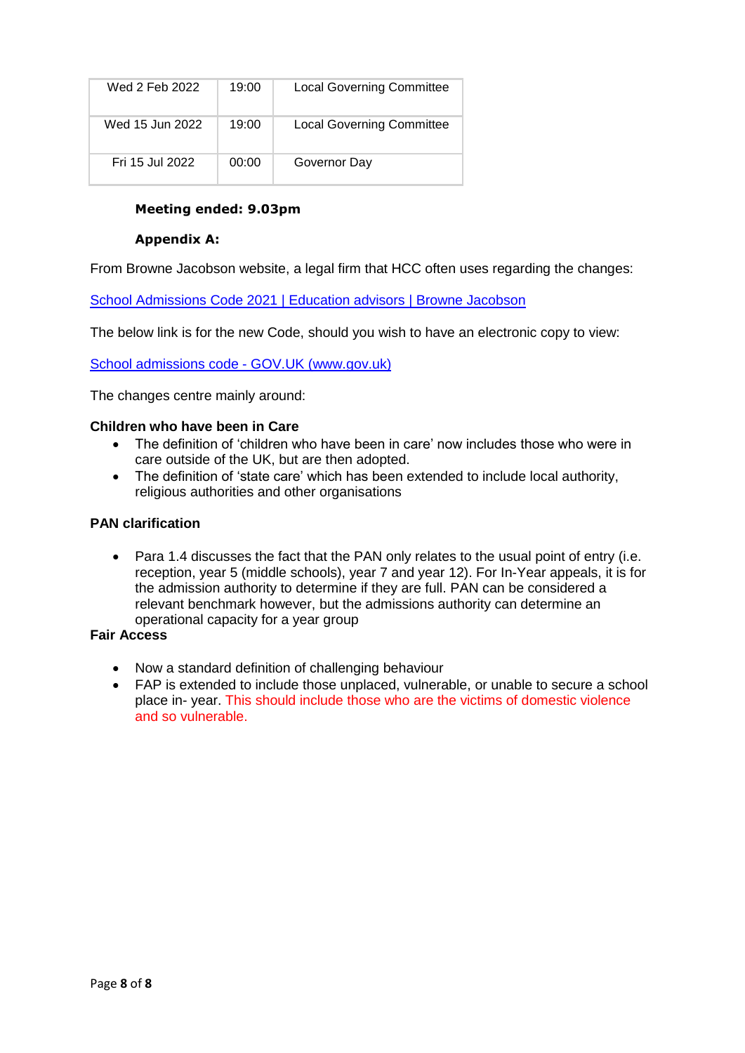| | | |
|---|---|---|
| Wed 2 Feb 2022 | 19:00 | Local Governing Committee |
| Wed 15 Jun 2022 | 19:00 | Local Governing Committee |
| Fri 15 Jul 2022 | 00:00 | Governor Day |

**Meeting ended: 9.03pm**

**Appendix A:**

From Browne Jacobson website, a legal firm that HCC often uses regarding the changes:

[School Admissions Code 2021 | Education advisors | Browne Jacobson]

The below link is for the new Code, should you wish to have an electronic copy to view:

[School admissions code - GOV.UK (www.gov.uk)]

The changes centre mainly around:

**Children who have been in Care**

- The definition of 'children who have been in care' now includes those who were in care outside of the UK, but are then adopted.
- The definition of 'state care' which has been extended to include local authority, religious authorities and other organisations

**PAN clarification**

- Para 1.4 discusses the fact that the PAN only relates to the usual point of entry (i.e. reception, year 5 (middle schools), year 7 and year 12). For In-Year appeals, it is for the admission authority to determine if they are full. PAN can be considered a relevant benchmark however, but the admissions authority can determine an operational capacity for a year group

**Fair Access**

- Now a standard definition of challenging behaviour
- FAP is extended to include those unplaced, vulnerable, or unable to secure a school place in- year. This should include those who are the victims of domestic violence and so vulnerable.